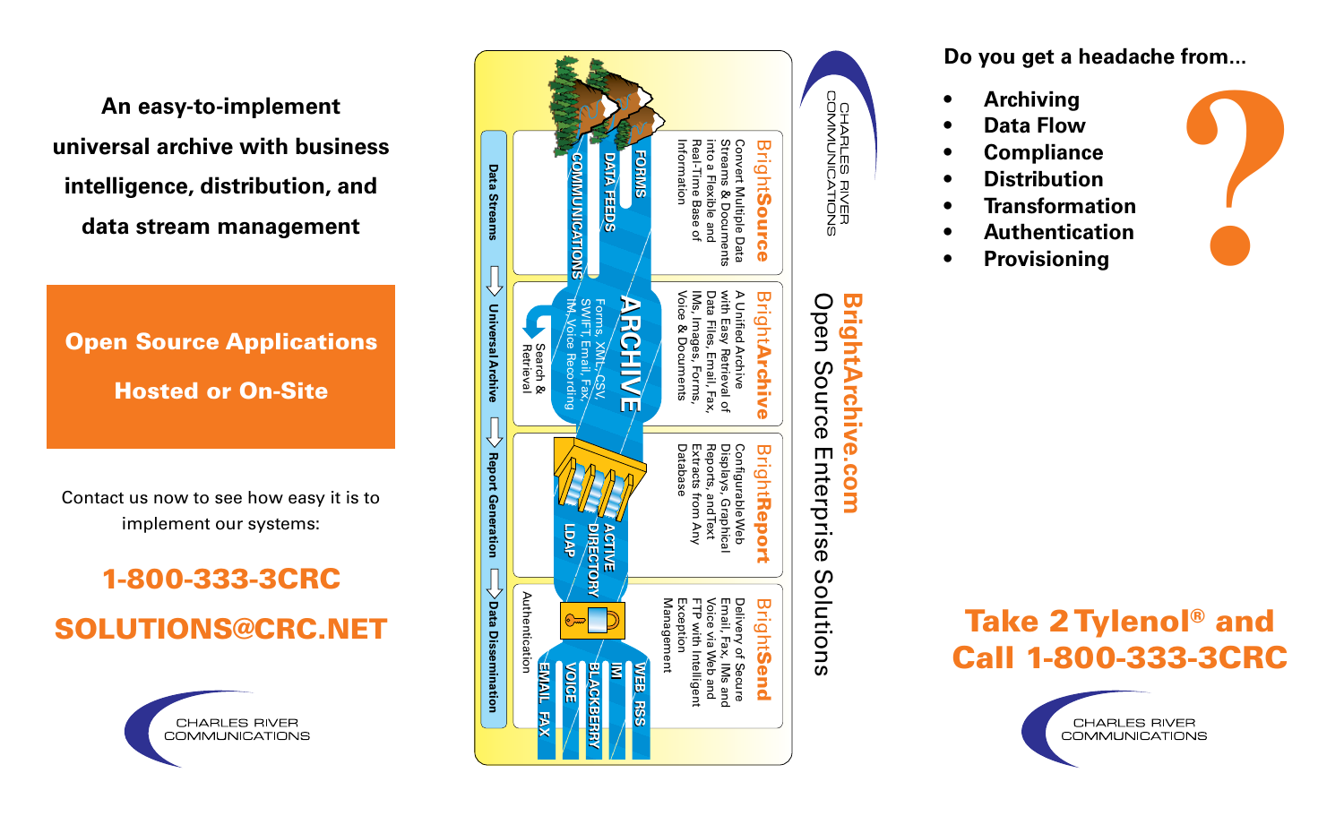**An easy-to-implement universal archive with business intelligence, distribution, and data stream management**

**Open Source Applications**

**Hosted or On-Site**

Contact us now to see how easy it is to implement our systems:

**1-800-333-3CRC**

**SOLUTIONS@CRC.NET**

CHARLES RIVER COMMUNICATIONS

CHARLES RIVER COMMUNICATIONS

## BrightArchive.com

### Open Source Enterprise Solutions

**BrightSource**

Convert Multiple Data Streams & Documents into a Flexible and Real-Time Base of Information

**BrightArchive**

A Unified Archive with Easy Retrieval of Data Files, Email, Fax, IMs, Images, Forms, Voice & Documents

**BrightReport**

Configurable Web Displays, Graphical Reports, and Text Extracts from Any Database

**BrightSend**

Delivery of Secure Email, Fax, IMs and Voice via Web and FTP with Intelligent Exception Management

FORMS

DATA FEEDS

COMMUNICATIONS

ARCHIVE

Forms, XML, CSV, SWIFT, Email, Fax, IM, Voice Recording

Search & Retrieval

ACTIVE DIRECTORY

LDAP

Authentication

WEB RSS

IM

BLACKBERRY

VOICE

EMAIL FAX

Data Streams → Universal Archive → Report Generation → Data Dissemination

**Do you get a headache from...**

- **Archiving**
- **Data Flow**
- **Compliance**
- **Distribution**
- **Transformation**
- **Authentication**
- **Provisioning**

?

**Take 2 Tylenol® and Call 1-800-333-3CRC**

CHARLES RIVER COMMUNICATIONS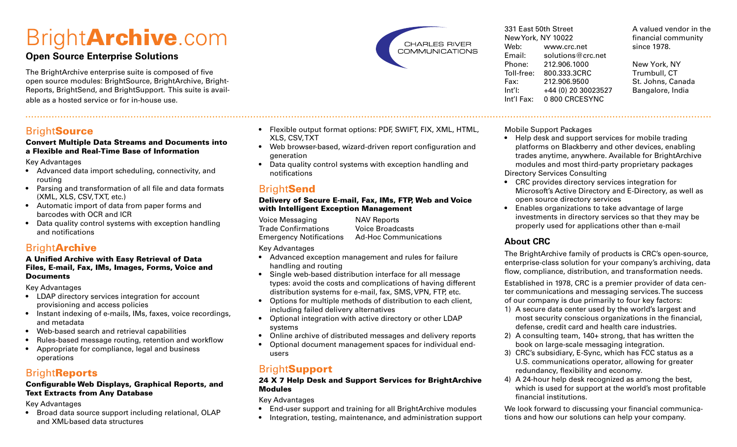# BrightArchive.com

## Open Source Enterprise Solutions

The BrightArchive enterprise suite is composed of five open source modules: BrightSource, BrightArchive, BrightReports, BrightSend, and BrightSupport. This suite is available as a hosted service or for in-house use.

CHARLES RIVER COMMUNICATIONS

331 East 50th Street
New York, NY 10022

| | |
|---|---|
| Web: | www.crc.net |
| Email: | solutions@crc.net |
| Phone: | 212.906.1000 |
| Toll-free: | 800.333.3CRC |
| Fax: | 212.906.9500 |
| Int'l: | +44 (0) 20 30023527 |
| Int'l Fax: | 0 800 CRCESYNC |

A valued vendor in the financial community since 1978.

New York, NY
Trumbull, CT
St. Johns, Canada
Bangalore, India

## BrightSource

**Convert Multiple Data Streams and Documents into a Flexible and Real-Time Base of Information**

Key Advantages

- Advanced data import scheduling, connectivity, and routing
- Parsing and transformation of all file and data formats (XML, XLS, CSV, TXT, etc.)
- Automatic import of data from paper forms and barcodes with OCR and ICR
- Data quality control systems with exception handling and notifications

## BrightArchive

**A Unified Archive with Easy Retrieval of Data Files, E-mail, Fax, IMs, Images, Forms, Voice and Documents**

Key Advantages

- LDAP directory services integration for account provisioning and access policies
- Instant indexing of e-mails, IMs, faxes, voice recordings, and metadata
- Web-based search and retrieval capabilities
- Rules-based message routing, retention and workflow
- Appropriate for compliance, legal and business operations

## BrightReports

**Configurable Web Displays, Graphical Reports, and Text Extracts from Any Database**

Key Advantages

- Broad data source support including relational, OLAP and XML-based data structures
- Flexible output format options: PDF, SWIFT, FIX, XML, HTML, XLS, CSV, TXT
- Web browser-based, wizard-driven report configuration and generation
- Data quality control systems with exception handling and notifications

## BrightSend

**Delivery of Secure E-mail, Fax, IMs, FTP, Web and Voice with Intelligent Exception Management**

| | |
|---|---|
| Voice Messaging | NAV Reports |
| Trade Confirmations | Voice Broadcasts |
| Emergency Notifications | Ad-Hoc Communications |

Key Advantages

- Advanced exception management and rules for failure handling and routing
- Single web-based distribution interface for all message types: avoid the costs and complications of having different distribution systems for e-mail, fax, SMS, VPN, FTP, etc.
- Options for multiple methods of distribution to each client, including failed delivery alternatives
- Optional integration with active directory or other LDAP systems
- Online archive of distributed messages and delivery reports
- Optional document management spaces for individual end-users

## BrightSupport

**24 X 7 Help Desk and Support Services for BrightArchive Modules**

Key Advantages

- End-user support and training for all BrightArchive modules
- Integration, testing, maintenance, and administration support

Mobile Support Packages

- Help desk and support services for mobile trading platforms on Blackberry and other devices, enabling trades anytime, anywhere. Available for BrightArchive modules and most third-party proprietary packages

Directory Services Consulting

- CRC provides directory services integration for Microsoft's Active Directory and E-Directory, as well as open source directory services
- Enables organizations to take advantage of large investments in directory services so that they may be properly used for applications other than e-mail

## About CRC

The BrightArchive family of products is CRC's open-source, enterprise-class solution for your company's archiving, data flow, compliance, distribution, and transformation needs.

Established in 1978, CRC is a premier provider of data center communications and messaging services. The success of our company is due primarily to four key factors:

1) A secure data center used by the world's largest and most security conscious organizations in the financial, defense, credit card and health care industries.
2) A consulting team, 140+ strong, that has written the book on large-scale messaging integration.
3) CRC's subsidiary, E-Sync, which has FCC status as a U.S. communications operator, allowing for greater redundancy, flexibility and economy.
4) A 24-hour help desk recognized as among the best, which is used for support at the world's most profitable financial institutions.

We look forward to discussing your financial communications and how our solutions can help your company.